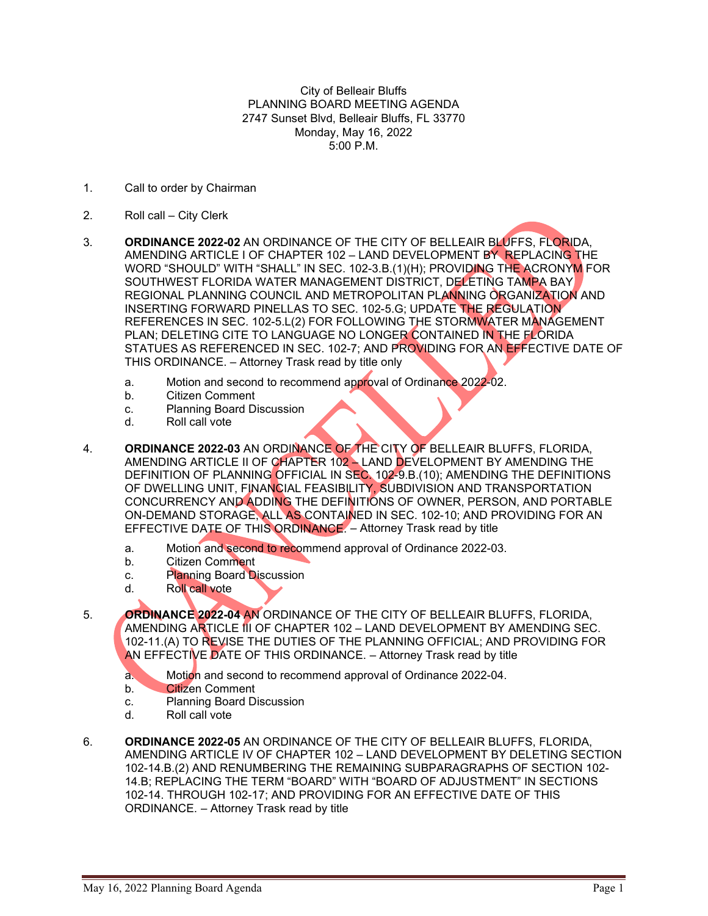City of Belleair Bluffs
PLANNING BOARD MEETING AGENDA
2747 Sunset Blvd, Belleair Bluffs, FL 33770
Monday, May 16, 2022
5:00 P.M.

CANCELLED

1. Call to order by Chairman

2. Roll call – City Clerk

3. **ORDINANCE 2022-02** AN ORDINANCE OF THE CITY OF BELLEAIR BLUFFS, FLORIDA, AMENDING ARTICLE I OF CHAPTER 102 – LAND DEVELOPMENT BY REPLACING THE WORD "SHOULD" WITH "SHALL" IN SEC. 102-3.B.(1)(H); PROVIDING THE ACRONYM FOR SOUTHWEST FLORIDA WATER MANAGEMENT DISTRICT, DELETING TAMPA BAY REGIONAL PLANNING COUNCIL AND METROPOLITAN PLANNING ORGANIZATION AND INSERTING FORWARD PINELLAS TO SEC. 102-5.G; UPDATE THE REGULATION REFERENCES IN SEC. 102-5.L(2) FOR FOLLOWING THE STORMWATER MANAGEMENT PLAN; DELETING CITE TO LANGUAGE NO LONGER CONTAINED IN THE FLORIDA STATUES AS REFERENCED IN SEC. 102-7; AND PROVIDING FOR AN EFFECTIVE DATE OF THIS ORDINANCE. – Attorney Trask read by title only

   a. Motion and second to recommend approval of Ordinance 2022-02.
   b. Citizen Comment
   c. Planning Board Discussion
   d. Roll call vote

4. **ORDINANCE 2022-03** AN ORDINANCE OF THE CITY OF BELLEAIR BLUFFS, FLORIDA, AMENDING ARTICLE II OF CHAPTER 102 – LAND DEVELOPMENT BY AMENDING THE DEFINITION OF PLANNING OFFICIAL IN SEC. 102-9.B.(10); AMENDING THE DEFINITIONS OF DWELLING UNIT, FINANCIAL FEASIBILITY, SUBDIVISION AND TRANSPORTATION CONCURRENCY AND ADDING THE DEFINITIONS OF OWNER, PERSON, AND PORTABLE ON-DEMAND STORAGE, ALL AS CONTAINED IN SEC. 102-10; AND PROVIDING FOR AN EFFECTIVE DATE OF THIS ORDINANCE. – Attorney Trask read by title

   a. Motion and second to recommend approval of Ordinance 2022-03.
   b. Citizen Comment
   c. Planning Board Discussion
   d. Roll call vote

5. **ORDINANCE 2022-04** AN ORDINANCE OF THE CITY OF BELLEAIR BLUFFS, FLORIDA, AMENDING ARTICLE III OF CHAPTER 102 – LAND DEVELOPMENT BY AMENDING SEC. 102-11.(A) TO REVISE THE DUTIES OF THE PLANNING OFFICIAL; AND PROVIDING FOR AN EFFECTIVE DATE OF THIS ORDINANCE. – Attorney Trask read by title

   a. Motion and second to recommend approval of Ordinance 2022-04.
   b. Citizen Comment
   c. Planning Board Discussion
   d. Roll call vote

6. **ORDINANCE 2022-05** AN ORDINANCE OF THE CITY OF BELLEAIR BLUFFS, FLORIDA, AMENDING ARTICLE IV OF CHAPTER 102 – LAND DEVELOPMENT BY DELETING SECTION 102-14.B.(2) AND RENUMBERING THE REMAINING SUBPARAGRAPHS OF SECTION 102-14.B; REPLACING THE TERM "BOARD" WITH "BOARD OF ADJUSTMENT" IN SECTIONS 102-14. THROUGH 102-17; AND PROVIDING FOR AN EFFECTIVE DATE OF THIS ORDINANCE. – Attorney Trask read by title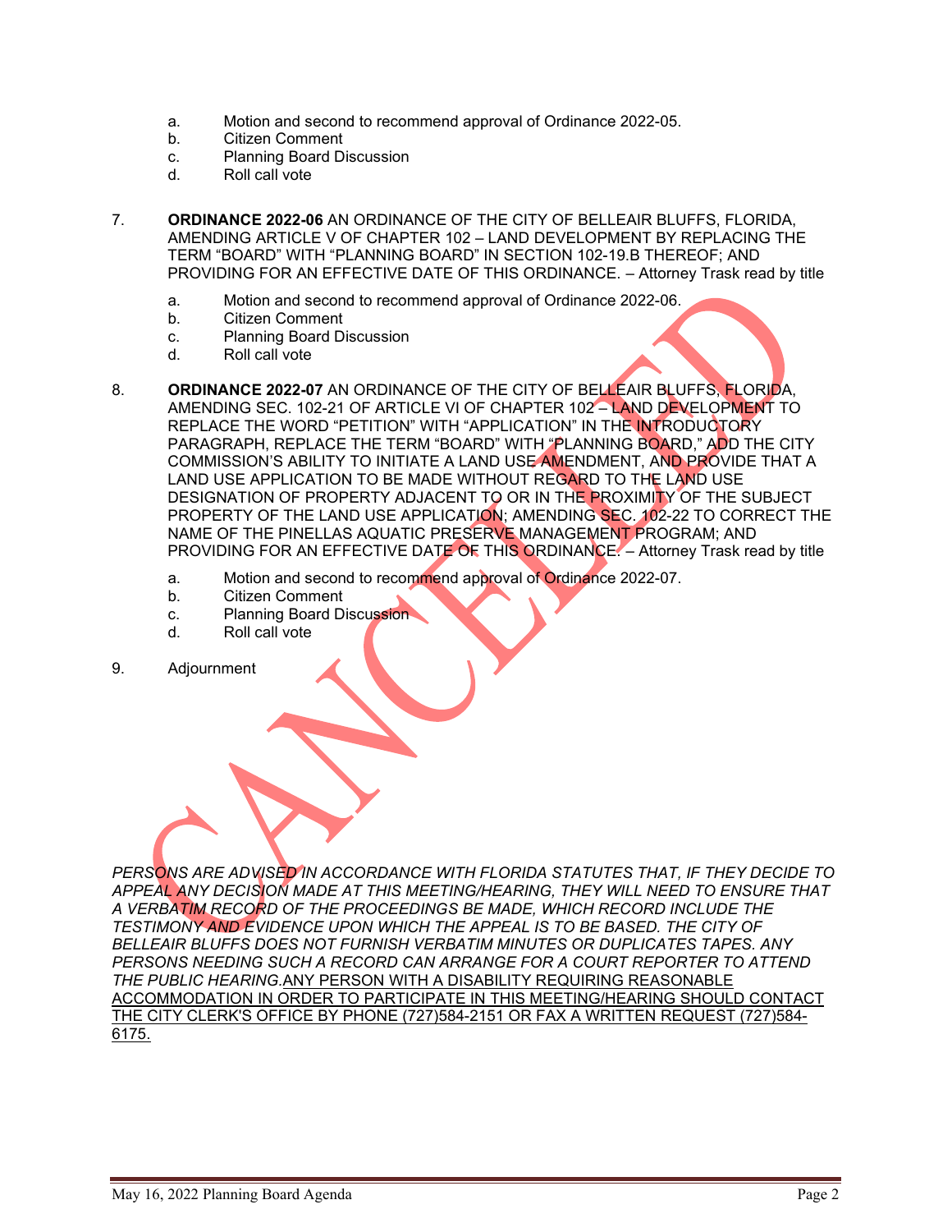a. Motion and second to recommend approval of Ordinance 2022-05.
b. Citizen Comment
c. Planning Board Discussion
d. Roll call vote

7. **ORDINANCE 2022-06** AN ORDINANCE OF THE CITY OF BELLEAIR BLUFFS, FLORIDA, AMENDING ARTICLE V OF CHAPTER 102 – LAND DEVELOPMENT BY REPLACING THE TERM "BOARD" WITH "PLANNING BOARD" IN SECTION 102-19.B THEREOF; AND PROVIDING FOR AN EFFECTIVE DATE OF THIS ORDINANCE. – Attorney Trask read by title

   a. Motion and second to recommend approval of Ordinance 2022-06.
   b. Citizen Comment
   c. Planning Board Discussion
   d. Roll call vote

8. **ORDINANCE 2022-07** AN ORDINANCE OF THE CITY OF BELLEAIR BLUFFS, FLORIDA, AMENDING SEC. 102-21 OF ARTICLE VI OF CHAPTER 102 – LAND DEVELOPMENT TO REPLACE THE WORD "PETITION" WITH "APPLICATION" IN THE INTRODUCTORY PARAGRAPH, REPLACE THE TERM "BOARD" WITH "PLANNING BOARD," ADD THE CITY COMMISSION'S ABILITY TO INITIATE A LAND USE AMENDMENT, AND PROVIDE THAT A LAND USE APPLICATION TO BE MADE WITHOUT REGARD TO THE LAND USE DESIGNATION OF PROPERTY ADJACENT TO OR IN THE PROXIMITY OF THE SUBJECT PROPERTY OF THE LAND USE APPLICATION; AMENDING SEC. 102-22 TO CORRECT THE NAME OF THE PINELLAS AQUATIC PRESERVE MANAGEMENT PROGRAM; AND PROVIDING FOR AN EFFECTIVE DATE OF THIS ORDINANCE. – Attorney Trask read by title

   a. Motion and second to recommend approval of Ordinance 2022-07.
   b. Citizen Comment
   c. Planning Board Discussion
   d. Roll call vote

9. Adjournment

CANCELED

*PERSONS ARE ADVISED IN ACCORDANCE WITH FLORIDA STATUTES THAT, IF THEY DECIDE TO APPEAL ANY DECISION MADE AT THIS MEETING/HEARING, THEY WILL NEED TO ENSURE THAT A VERBATIM RECORD OF THE PROCEEDINGS BE MADE, WHICH RECORD INCLUDE THE TESTIMONY AND EVIDENCE UPON WHICH THE APPEAL IS TO BE BASED. THE CITY OF BELLEAIR BLUFFS DOES NOT FURNISH VERBATIM MINUTES OR DUPLICATES TAPES. ANY PERSONS NEEDING SUCH A RECORD CAN ARRANGE FOR A COURT REPORTER TO ATTEND THE PUBLIC HEARING.*ANY PERSON WITH A DISABILITY REQUIRING REASONABLE ACCOMMODATION IN ORDER TO PARTICIPATE IN THIS MEETING/HEARING SHOULD CONTACT THE CITY CLERK'S OFFICE BY PHONE (727)584-2151 OR FAX A WRITTEN REQUEST (727)584-6175.